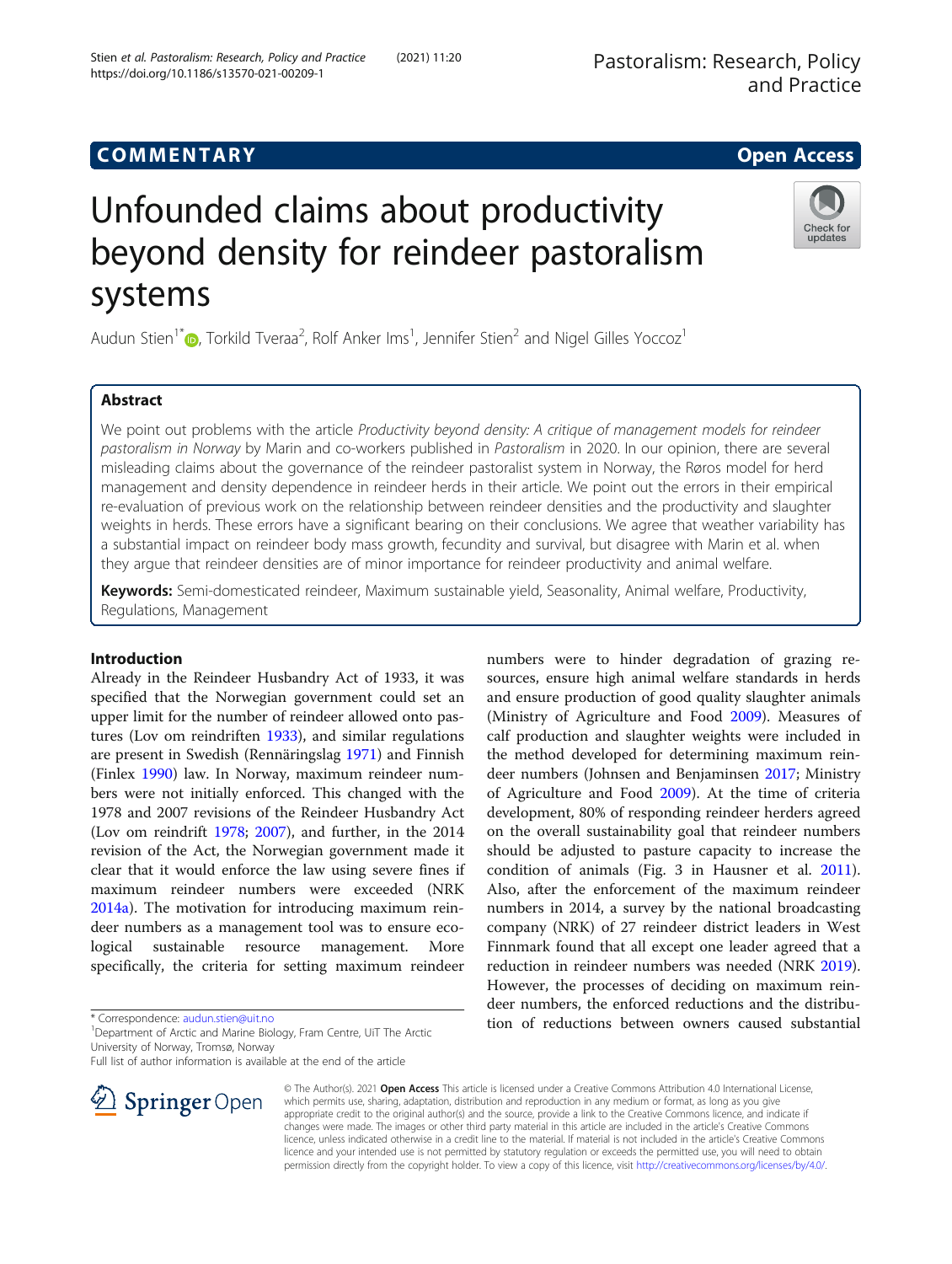COMMENTARY

Open Access

# Unfounded claims about productivity beyond density for reindeer pastoralism systems

Audun Stien[1*], Torkild Tveraa[2], Rolf Anker Ims[1], Jennifer Stien[2] and Nigel Gilles Yoccoz[1]

## Abstract

We point out problems with the article *Productivity beyond density: A critique of management models for reindeer pastoralism in Norway* by Marin and co-workers published in *Pastoralism* in 2020. In our opinion, there are several misleading claims about the governance of the reindeer pastoralist system in Norway, the Røros model for herd management and density dependence in reindeer herds in their article. We point out the errors in their empirical re-evaluation of previous work on the relationship between reindeer densities and the productivity and slaughter weights in herds. These errors have a significant bearing on their conclusions. We agree that weather variability has a substantial impact on reindeer body mass growth, fecundity and survival, but disagree with Marin et al. when they argue that reindeer densities are of minor importance for reindeer productivity and animal welfare.

**Keywords:** Semi-domesticated reindeer, Maximum sustainable yield, Seasonality, Animal welfare, Productivity, Regulations, Management

## Introduction

Already in the Reindeer Husbandry Act of 1933, it was specified that the Norwegian government could set an upper limit for the number of reindeer allowed onto pastures (Lov om reindriften 1933), and similar regulations are present in Swedish (Rennäringslag 1971) and Finnish (Finlex 1990) law. In Norway, maximum reindeer numbers were not initially enforced. This changed with the 1978 and 2007 revisions of the Reindeer Husbandry Act (Lov om reindrift 1978; 2007), and further, in the 2014 revision of the Act, the Norwegian government made it clear that it would enforce the law using severe fines if maximum reindeer numbers were exceeded (NRK 2014a). The motivation for introducing maximum reindeer numbers as a management tool was to ensure ecological sustainable resource management. More specifically, the criteria for setting maximum reindeer numbers were to hinder degradation of grazing resources, ensure high animal welfare standards in herds and ensure production of good quality slaughter animals (Ministry of Agriculture and Food 2009). Measures of calf production and slaughter weights were included in the method developed for determining maximum reindeer numbers (Johnsen and Benjaminsen 2017; Ministry of Agriculture and Food 2009). At the time of criteria development, 80% of responding reindeer herders agreed on the overall sustainability goal that reindeer numbers should be adjusted to pasture capacity to increase the condition of animals (Fig. 3 in Hausner et al. 2011). Also, after the enforcement of the maximum reindeer numbers in 2014, a survey by the national broadcasting company (NRK) of 27 reindeer district leaders in West Finnmark found that all except one leader agreed that a reduction in reindeer numbers was needed (NRK 2019). However, the processes of deciding on maximum reindeer numbers, the enforced reductions and the distribution of reductions between owners caused substantial

\* Correspondence: audun.stien@uit.no

[1]Department of Arctic and Marine Biology, Fram Centre, UiT The Arctic University of Norway, Tromsø, Norway

Full list of author information is available at the end of the article

© The Author(s). 2021 **Open Access** This article is licensed under a Creative Commons Attribution 4.0 International License, which permits use, sharing, adaptation, distribution and reproduction in any medium or format, as long as you give appropriate credit to the original author(s) and the source, provide a link to the Creative Commons licence, and indicate if changes were made. The images or other third party material in this article are included in the article's Creative Commons licence, unless indicated otherwise in a credit line to the material. If material is not included in the article's Creative Commons licence and your intended use is not permitted by statutory regulation or exceeds the permitted use, you will need to obtain permission directly from the copyright holder. To view a copy of this licence, visit http://creativecommons.org/licenses/by/4.0/.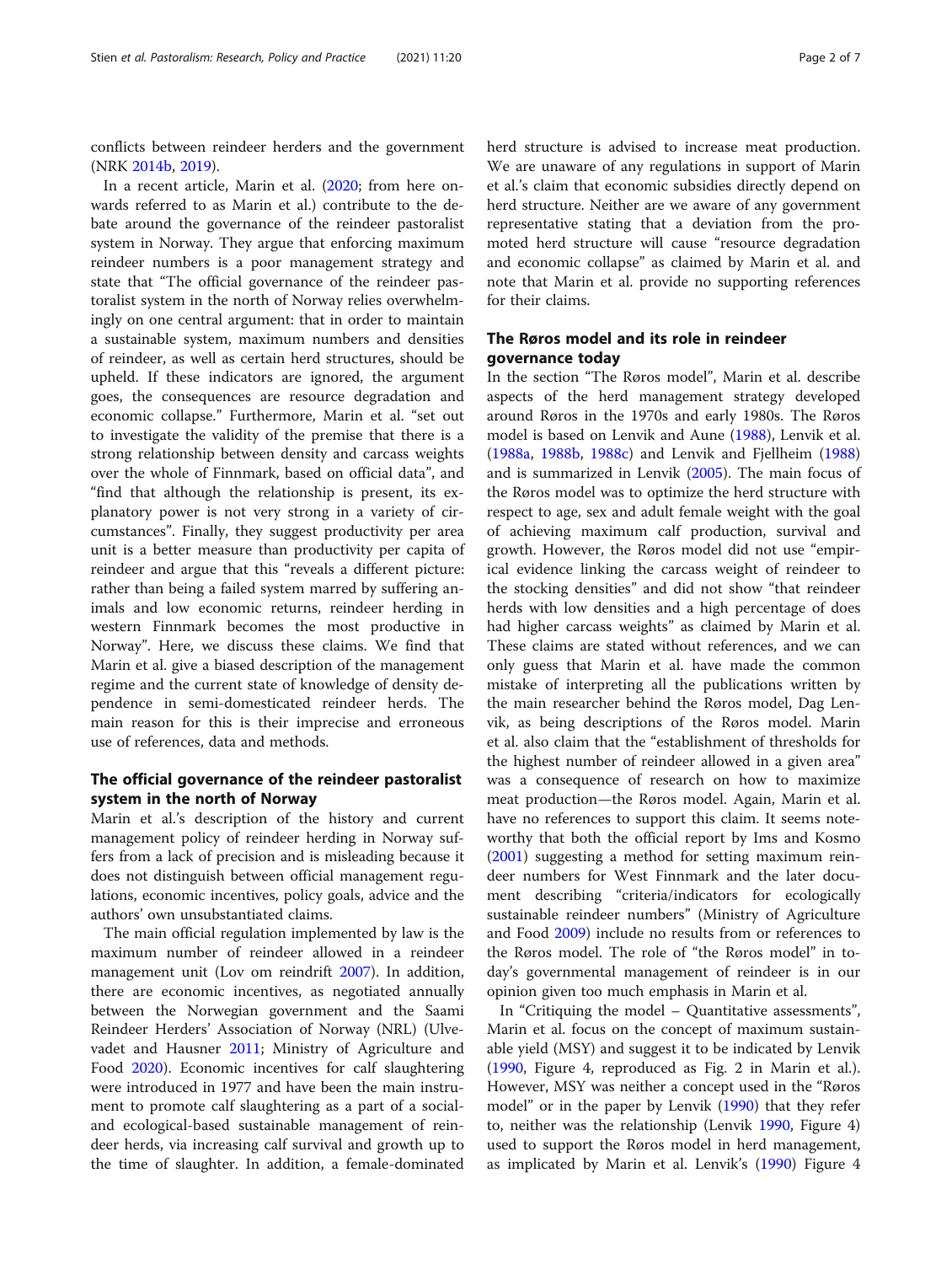conflicts between reindeer herders and the government (NRK 2014b, 2019).

In a recent article, Marin et al. (2020; from here onwards referred to as Marin et al.) contribute to the debate around the governance of the reindeer pastoralist system in Norway. They argue that enforcing maximum reindeer numbers is a poor management strategy and state that "The official governance of the reindeer pastoralist system in the north of Norway relies overwhelmingly on one central argument: that in order to maintain a sustainable system, maximum numbers and densities of reindeer, as well as certain herd structures, should be upheld. If these indicators are ignored, the argument goes, the consequences are resource degradation and economic collapse." Furthermore, Marin et al. "set out to investigate the validity of the premise that there is a strong relationship between density and carcass weights over the whole of Finnmark, based on official data", and "find that although the relationship is present, its explanatory power is not very strong in a variety of circumstances". Finally, they suggest productivity per area unit is a better measure than productivity per capita of reindeer and argue that this "reveals a different picture: rather than being a failed system marred by suffering animals and low economic returns, reindeer herding in western Finnmark becomes the most productive in Norway". Here, we discuss these claims. We find that Marin et al. give a biased description of the management regime and the current state of knowledge of density dependence in semi-domesticated reindeer herds. The main reason for this is their imprecise and erroneous use of references, data and methods.

## The official governance of the reindeer pastoralist system in the north of Norway

Marin et al.'s description of the history and current management policy of reindeer herding in Norway suffers from a lack of precision and is misleading because it does not distinguish between official management regulations, economic incentives, policy goals, advice and the authors' own unsubstantiated claims.

The main official regulation implemented by law is the maximum number of reindeer allowed in a reindeer management unit (Lov om reindrift 2007). In addition, there are economic incentives, as negotiated annually between the Norwegian government and the Saami Reindeer Herders' Association of Norway (NRL) (Ulvevadet and Hausner 2011; Ministry of Agriculture and Food 2020). Economic incentives for calf slaughtering were introduced in 1977 and have been the main instrument to promote calf slaughtering as a part of a social- and ecological-based sustainable management of reindeer herds, via increasing calf survival and growth up to the time of slaughter. In addition, a female-dominated herd structure is advised to increase meat production. We are unaware of any regulations in support of Marin et al.'s claim that economic subsidies directly depend on herd structure. Neither are we aware of any government representative stating that a deviation from the promoted herd structure will cause "resource degradation and economic collapse" as claimed by Marin et al. and note that Marin et al. provide no supporting references for their claims.

## The Røros model and its role in reindeer governance today

In the section "The Røros model", Marin et al. describe aspects of the herd management strategy developed around Røros in the 1970s and early 1980s. The Røros model is based on Lenvik and Aune (1988), Lenvik et al. (1988a, 1988b, 1988c) and Lenvik and Fjellheim (1988) and is summarized in Lenvik (2005). The main focus of the Røros model was to optimize the herd structure with respect to age, sex and adult female weight with the goal of achieving maximum calf production, survival and growth. However, the Røros model did not use "empirical evidence linking the carcass weight of reindeer to the stocking densities" and did not show "that reindeer herds with low densities and a high percentage of does had higher carcass weights" as claimed by Marin et al. These claims are stated without references, and we can only guess that Marin et al. have made the common mistake of interpreting all the publications written by the main researcher behind the Røros model, Dag Lenvik, as being descriptions of the Røros model. Marin et al. also claim that the "establishment of thresholds for the highest number of reindeer allowed in a given area" was a consequence of research on how to maximize meat production—the Røros model. Again, Marin et al. have no references to support this claim. It seems noteworthy that both the official report by Ims and Kosmo (2001) suggesting a method for setting maximum reindeer numbers for West Finnmark and the later document describing "criteria/indicators for ecologically sustainable reindeer numbers" (Ministry of Agriculture and Food 2009) include no results from or references to the Røros model. The role of "the Røros model" in today's governmental management of reindeer is in our opinion given too much emphasis in Marin et al.

In "Critiquing the model – Quantitative assessments", Marin et al. focus on the concept of maximum sustainable yield (MSY) and suggest it to be indicated by Lenvik (1990, Figure 4, reproduced as Fig. 2 in Marin et al.). However, MSY was neither a concept used in the "Røros model" or in the paper by Lenvik (1990) that they refer to, neither was the relationship (Lenvik 1990, Figure 4) used to support the Røros model in herd management, as implicated by Marin et al. Lenvik's (1990) Figure 4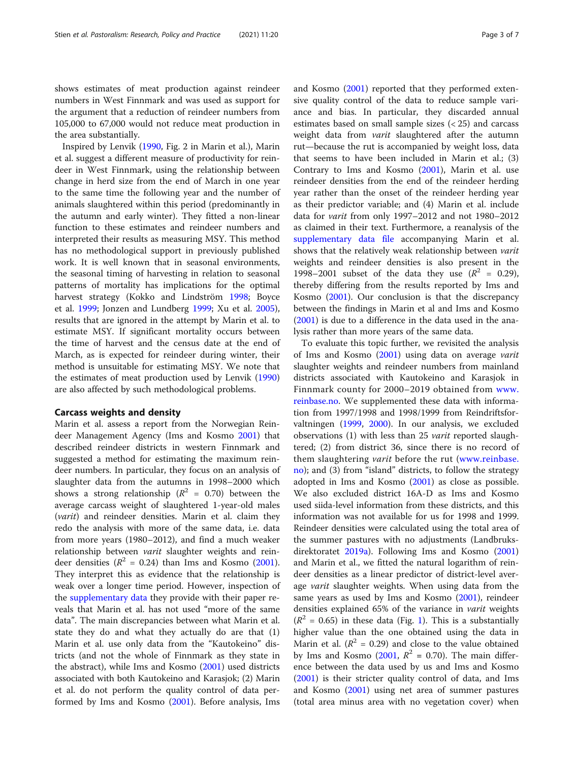shows estimates of meat production against reindeer numbers in West Finnmark and was used as support for the argument that a reduction of reindeer numbers from 105,000 to 67,000 would not reduce meat production in the area substantially.

Inspired by Lenvik (1990, Fig. 2 in Marin et al.), Marin et al. suggest a different measure of productivity for reindeer in West Finnmark, using the relationship between change in herd size from the end of March in one year to the same time the following year and the number of animals slaughtered within this period (predominantly in the autumn and early winter). They fitted a non-linear function to these estimates and reindeer numbers and interpreted their results as measuring MSY. This method has no methodological support in previously published work. It is well known that in seasonal environments, the seasonal timing of harvesting in relation to seasonal patterns of mortality has implications for the optimal harvest strategy (Kokko and Lindström 1998; Boyce et al. 1999; Jonzen and Lundberg 1999; Xu et al. 2005), results that are ignored in the attempt by Marin et al. to estimate MSY. If significant mortality occurs between the time of harvest and the census date at the end of March, as is expected for reindeer during winter, their method is unsuitable for estimating MSY. We note that the estimates of meat production used by Lenvik (1990) are also affected by such methodological problems.

## Carcass weights and density

Marin et al. assess a report from the Norwegian Reindeer Management Agency (Ims and Kosmo 2001) that described reindeer districts in western Finnmark and suggested a method for estimating the maximum reindeer numbers. In particular, they focus on an analysis of slaughter data from the autumns in 1998–2000 which shows a strong relationship ($R^2$ = 0.70) between the average carcass weight of slaughtered 1-year-old males (*varit*) and reindeer densities. Marin et al. claim they redo the analysis with more of the same data, i.e. data from more years (1980–2012), and find a much weaker relationship between *varit* slaughter weights and reindeer densities ($R^2$ = 0.24) than Ims and Kosmo (2001). They interpret this as evidence that the relationship is weak over a longer time period. However, inspection of the supplementary data they provide with their paper reveals that Marin et al. has not used "more of the same data". The main discrepancies between what Marin et al. state they do and what they actually do are that (1) Marin et al. use only data from the "Kautokeino" districts (and not the whole of Finnmark as they state in the abstract), while Ims and Kosmo (2001) used districts associated with both Kautokeino and Karasjok; (2) Marin et al. do not perform the quality control of data performed by Ims and Kosmo (2001). Before analysis, Ims and Kosmo (2001) reported that they performed extensive quality control of the data to reduce sample variance and bias. In particular, they discarded annual estimates based on small sample sizes (< 25) and carcass weight data from *varit* slaughtered after the autumn rut—because the rut is accompanied by weight loss, data that seems to have been included in Marin et al.; (3) Contrary to Ims and Kosmo (2001), Marin et al. use reindeer densities from the end of the reindeer herding year rather than the onset of the reindeer herding year as their predictor variable; and (4) Marin et al. include data for *varit* from only 1997–2012 and not 1980–2012 as claimed in their text. Furthermore, a reanalysis of the supplementary data file accompanying Marin et al. shows that the relatively weak relationship between *varit* weights and reindeer densities is also present in the 1998–2001 subset of the data they use ($R^2$ = 0.29), thereby differing from the results reported by Ims and Kosmo (2001). Our conclusion is that the discrepancy between the findings in Marin et al and Ims and Kosmo (2001) is due to a difference in the data used in the analysis rather than more years of the same data.

To evaluate this topic further, we revisited the analysis of Ims and Kosmo (2001) using data on average *varit* slaughter weights and reindeer numbers from mainland districts associated with Kautokeino and Karasjok in Finnmark county for 2000–2019 obtained from www.reinbase.no. We supplemented these data with information from 1997/1998 and 1998/1999 from Reindriftsforvaltningen (1999, 2000). In our analysis, we excluded observations (1) with less than 25 *varit* reported slaughtered; (2) from district 36, since there is no record of them slaughtering *varit* before the rut (www.reinbase.no); and (3) from "island" districts, to follow the strategy adopted in Ims and Kosmo (2001) as close as possible. We also excluded district 16A-D as Ims and Kosmo used siida-level information from these districts, and this information was not available for us for 1998 and 1999. Reindeer densities were calculated using the total area of the summer pastures with no adjustments (Landbruksdirektoratet 2019a). Following Ims and Kosmo (2001) and Marin et al., we fitted the natural logarithm of reindeer densities as a linear predictor of district-level average *varit* slaughter weights. When using data from the same years as used by Ims and Kosmo (2001), reindeer densities explained 65% of the variance in *varit* weights ($R^2$ = 0.65) in these data (Fig. 1). This is a substantially higher value than the one obtained using the data in Marin et al. ($R^2$ = 0.29) and close to the value obtained by Ims and Kosmo (2001, $R^2$ = 0.70). The main difference between the data used by us and Ims and Kosmo (2001) is their stricter quality control of data, and Ims and Kosmo (2001) using net area of summer pastures (total area minus area with no vegetation cover) when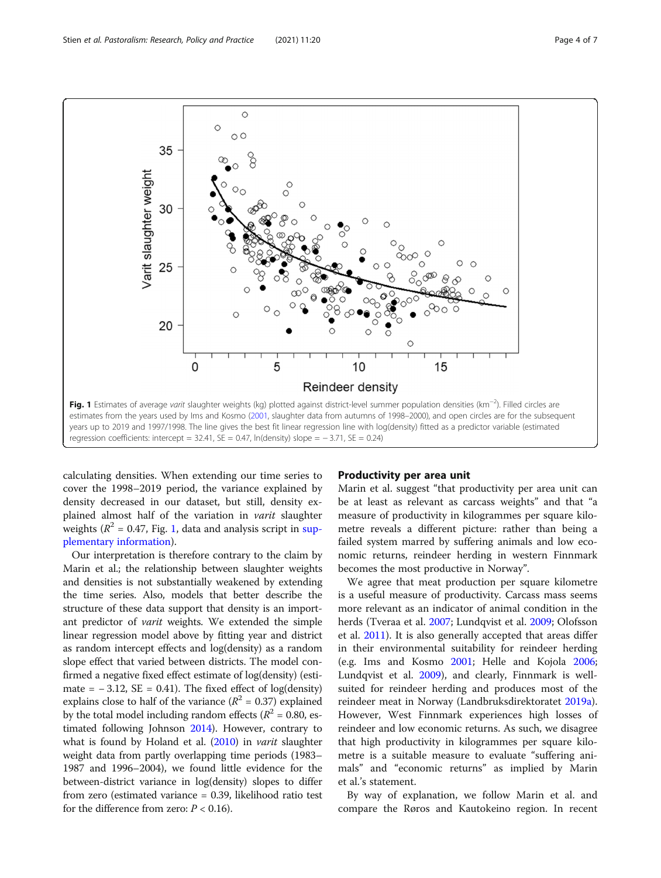Fig. 1 Estimates of average *varit* slaughter weights (kg) plotted against district-level summer population densities (km$^{-2}$). Filled circles are estimates from the years used by Ims and Kosmo (2001, slaughter data from autumns of 1998–2000), and open circles are for the subsequent years up to 2019 and 1997/1998. The line gives the best fit linear regression line with log(density) fitted as a predictor variable (estimated regression coefficients: intercept = 32.41, SE = 0.47, ln(density) slope = − 3.71, SE = 0.24)

calculating densities. When extending our time series to cover the 1998–2019 period, the variance explained by density decreased in our dataset, but still, density explained almost half of the variation in *varit* slaughter weights ($R^2$ = 0.47, Fig. 1, data and analysis script in supplementary information).

Our interpretation is therefore contrary to the claim by Marin et al.; the relationship between slaughter weights and densities is not substantially weakened by extending the time series. Also, models that better describe the structure of these data support that density is an important predictor of *varit* weights. We extended the simple linear regression model above by fitting year and district as random intercept effects and log(density) as a random slope effect that varied between districts. The model confirmed a negative fixed effect estimate of log(density) (estimate = − 3.12, SE = 0.41). The fixed effect of log(density) explains close to half of the variance ($R^2$ = 0.37) explained by the total model including random effects ($R^2$ = 0.80, estimated following Johnson 2014). However, contrary to what is found by Holand et al. (2010) in *varit* slaughter weight data from partly overlapping time periods (1983–1987 and 1996–2004), we found little evidence for the between-district variance in log(density) slopes to differ from zero (estimated variance = 0.39, likelihood ratio test for the difference from zero: $P$ < 0.16).

## Productivity per area unit

Marin et al. suggest "that productivity per area unit can be at least as relevant as carcass weights" and that "a measure of productivity in kilogrammes per square kilometre reveals a different picture: rather than being a failed system marred by suffering animals and low economic returns, reindeer herding in western Finnmark becomes the most productive in Norway".

We agree that meat production per square kilometre is a useful measure of productivity. Carcass mass seems more relevant as an indicator of animal condition in the herds (Tveraa et al. 2007; Lundqvist et al. 2009; Olofsson et al. 2011). It is also generally accepted that areas differ in their environmental suitability for reindeer herding (e.g. Ims and Kosmo 2001; Helle and Kojola 2006; Lundqvist et al. 2009), and clearly, Finnmark is well-suited for reindeer herding and produces most of the reindeer meat in Norway (Landbruksdirektoratet 2019a). However, West Finnmark experiences high losses of reindeer and low economic returns. As such, we disagree that high productivity in kilogrammes per square kilometre is a suitable measure to evaluate "suffering animals" and "economic returns" as implied by Marin et al.'s statement.

By way of explanation, we follow Marin et al. and compare the Røros and Kautokeino region. In recent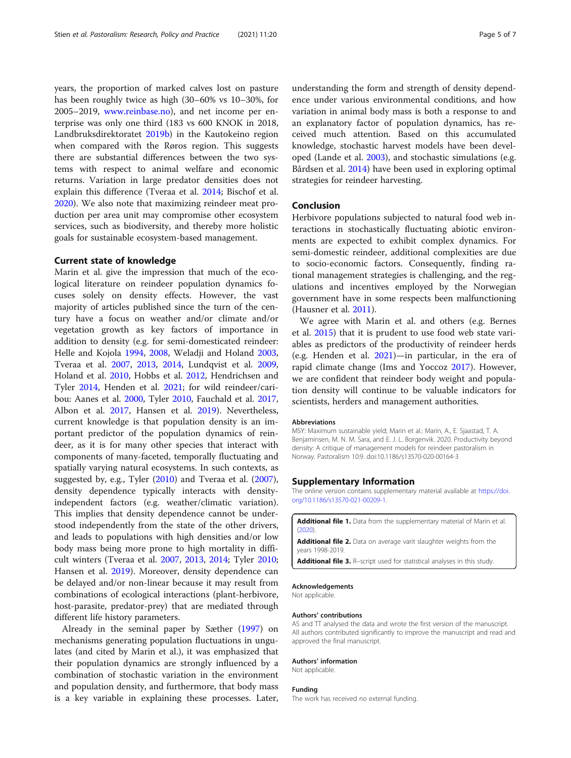years, the proportion of marked calves lost on pasture has been roughly twice as high (30–60% vs 10–30%, for 2005–2019, www.reinbase.no), and net income per enterprise was only one third (183 vs 600 KNOK in 2018, Landbruksdirektoratet 2019b) in the Kautokeino region when compared with the Røros region. This suggests there are substantial differences between the two systems with respect to animal welfare and economic returns. Variation in large predator densities does not explain this difference (Tveraa et al. 2014; Bischof et al. 2020). We also note that maximizing reindeer meat production per area unit may compromise other ecosystem services, such as biodiversity, and thereby more holistic goals for sustainable ecosystem-based management.

## Current state of knowledge

Marin et al. give the impression that much of the ecological literature on reindeer population dynamics focuses solely on density effects. However, the vast majority of articles published since the turn of the century have a focus on weather and/or climate and/or vegetation growth as key factors of importance in addition to density (e.g. for semi-domesticated reindeer: Helle and Kojola 1994, 2008, Weladji and Holand 2003, Tveraa et al. 2007, 2013, 2014, Lundqvist et al. 2009, Holand et al. 2010, Hobbs et al. 2012, Hendrichsen and Tyler 2014, Henden et al. 2021; for wild reindeer/caribou: Aanes et al. 2000, Tyler 2010, Fauchald et al. 2017, Albon et al. 2017, Hansen et al. 2019). Nevertheless, current knowledge is that population density is an important predictor of the population dynamics of reindeer, as it is for many other species that interact with components of many-faceted, temporally fluctuating and spatially varying natural ecosystems. In such contexts, as suggested by, e.g., Tyler (2010) and Tveraa et al. (2007), density dependence typically interacts with density-independent factors (e.g. weather/climatic variation). This implies that density dependence cannot be understood independently from the state of the other drivers, and leads to populations with high densities and/or low body mass being more prone to high mortality in difficult winters (Tveraa et al. 2007, 2013, 2014; Tyler 2010; Hansen et al. 2019). Moreover, density dependence can be delayed and/or non-linear because it may result from combinations of ecological interactions (plant-herbivore, host-parasite, predator-prey) that are mediated through different life history parameters.

Already in the seminal paper by Sæther (1997) on mechanisms generating population fluctuations in ungulates (and cited by Marin et al.), it was emphasized that their population dynamics are strongly influenced by a combination of stochastic variation in the environment and population density, and furthermore, that body mass is a key variable in explaining these processes. Later, understanding the form and strength of density dependence under various environmental conditions, and how variation in animal body mass is both a response to and an explanatory factor of population dynamics, has received much attention. Based on this accumulated knowledge, stochastic harvest models have been developed (Lande et al. 2003), and stochastic simulations (e.g. Bårdsen et al. 2014) have been used in exploring optimal strategies for reindeer harvesting.

## Conclusion

Herbivore populations subjected to natural food web interactions in stochastically fluctuating abiotic environments are expected to exhibit complex dynamics. For semi-domestic reindeer, additional complexities are due to socio-economic factors. Consequently, finding rational management strategies is challenging, and the regulations and incentives employed by the Norwegian government have in some respects been malfunctioning (Hausner et al. 2011).

We agree with Marin et al. and others (e.g. Bernes et al. 2015) that it is prudent to use food web state variables as predictors of the productivity of reindeer herds (e.g. Henden et al. 2021)—in particular, in the era of rapid climate change (Ims and Yoccoz 2017). However, we are confident that reindeer body weight and population density will continue to be valuable indicators for scientists, herders and management authorities.

### Abbreviations

MSY: Maximum sustainable yield; Marin et al.: Marin, A., E. Sjaastad, T. A. Benjaminsen, M. N. M. Sara, and E. J. L. Borgenvik. 2020. Productivity beyond density: A critique of management models for reindeer pastoralism in Norway. Pastoralism 10:9. doi:10.1186/s13570-020-00164-3

## Supplementary Information

The online version contains supplementary material available at https://doi.org/10.1186/s13570-021-00209-1.

**Additional file 1.** Data from the supplementary material of Marin et al. (2020).

**Additional file 2.** Data on average varit slaughter weights from the years 1998-2019.

**Additional file 3.** R–script used for statistical analyses in this study.

### Acknowledgements

Not applicable.

### Authors' contributions

AS and TT analysed the data and wrote the first version of the manuscript. All authors contributed significantly to improve the manuscript and read and approved the final manuscript.

### Authors' information

Not applicable.

### Funding

The work has received no external funding.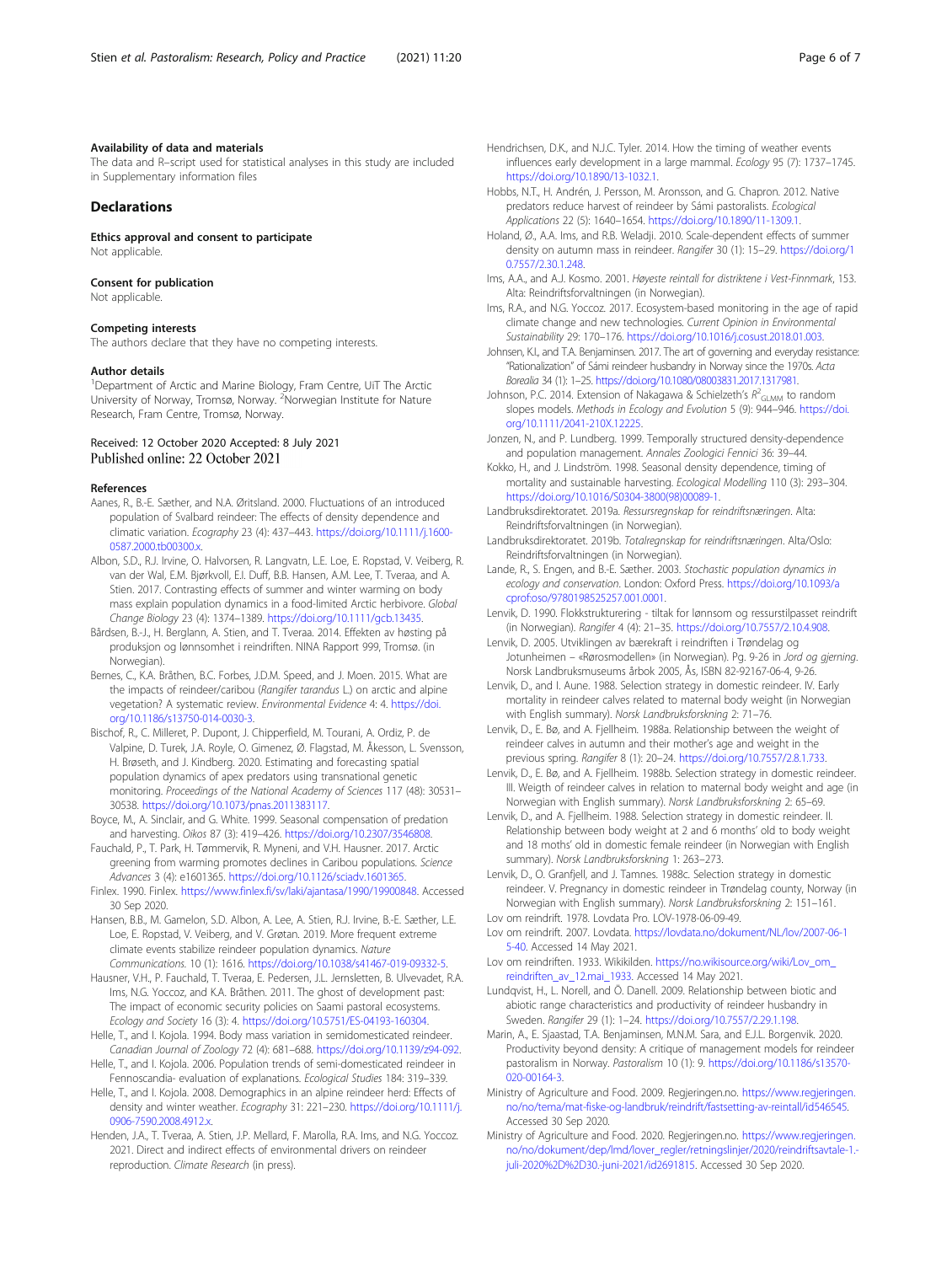### Availability of data and materials

The data and R–script used for statistical analyses in this study are included in Supplementary information files

## Declarations

### Ethics approval and consent to participate

Not applicable.

### Consent for publication

Not applicable.

### Competing interests

The authors declare that they have no competing interests.

### Author details

[1]Department of Arctic and Marine Biology, Fram Centre, UiT The Arctic University of Norway, Tromsø, Norway. [2]Norwegian Institute for Nature Research, Fram Centre, Tromsø, Norway.

Received: 12 October 2020 Accepted: 8 July 2021
Published online: 22 October 2021

### References

Aanes, R., B.-E. Sæther, and N.A. Øritsland. 2000. Fluctuations of an introduced population of Svalbard reindeer: The effects of density dependence and climatic variation. *Ecography* 23 (4): 437–443. https://doi.org/10.1111/j.1600-0587.2000.tb00300.x.

Albon, S.D., R.J. Irvine, O. Halvorsen, R. Langvatn, L.E. Loe, E. Ropstad, V. Veiberg, R. van der Wal, E.M. Bjørkvoll, E.I. Duff, B.B. Hansen, A.M. Lee, T. Tveraa, and A. Stien. 2017. Contrasting effects of summer and winter warming on body mass explain population dynamics in a food-limited Arctic herbivore. *Global Change Biology* 23 (4): 1374–1389. https://doi.org/10.1111/gcb.13435.

Bårdsen, B.-J., H. Berglann, A. Stien, and T. Tveraa. 2014. Effekten av høsting på produksjon og lønnsomhet i reindriften. NINA Rapport 999, Tromsø. (in Norwegian).

Bernes, C., K.A. Bråthen, B.C. Forbes, J.D.M. Speed, and J. Moen. 2015. What are the impacts of reindeer/caribou (*Rangifer tarandus* L.) on arctic and alpine vegetation? A systematic review. *Environmental Evidence* 4: 4. https://doi.org/10.1186/s13750-014-0030-3.

Bischof, R., C. Milleret, P. Dupont, J. Chipperfield, M. Tourani, A. Ordiz, P. de Valpine, D. Turek, J.A. Royle, O. Gimenez, Ø. Flagstad, M. Åkesson, L. Svensson, H. Brøseth, and J. Kindberg. 2020. Estimating and forecasting spatial population dynamics of apex predators using transnational genetic monitoring. *Proceedings of the National Academy of Sciences* 117 (48): 30531–30538. https://doi.org/10.1073/pnas.2011383117.

Boyce, M., A. Sinclair, and G. White. 1999. Seasonal compensation of predation and harvesting. *Oikos* 87 (3): 419–426. https://doi.org/10.2307/3546808.

Fauchald, P., T. Park, H. Tømmervik, R. Myneni, and V.H. Hausner. 2017. Arctic greening from warming promotes declines in Caribou populations. *Science Advances* 3 (4): e1601365. https://doi.org/10.1126/sciadv.1601365.

Finlex. 1990. Finlex. https://www.finlex.fi/sv/laki/ajantasa/1990/19900848. Accessed 30 Sep 2020.

Hansen, B.B., M. Gamelon, S.D. Albon, A. Lee, A. Stien, R.J. Irvine, B.-E. Sæther, L.E. Loe, E. Ropstad, V. Veiberg, and V. Grøtan. 2019. More frequent extreme climate events stabilize reindeer population dynamics. *Nature Communications*. 10 (1): 1616. https://doi.org/10.1038/s41467-019-09332-5.

Hausner, V.H., P. Fauchald, T. Tveraa, E. Pedersen, J.L. Jernsletten, B. Ulvevadet, R.A. Ims, N.G. Yoccoz, and K.A. Bråthen. 2011. The ghost of development past: The impact of economic security policies on Saami pastoral ecosystems. *Ecology and Society* 16 (3): 4. https://doi.org/10.5751/ES-04193-160304.

Helle, T., and I. Kojola. 1994. Body mass variation in semidomesticated reindeer. *Canadian Journal of Zoology* 72 (4): 681–688. https://doi.org/10.1139/z94-092.

Helle, T., and I. Kojola. 2006. Population trends of semi-domesticated reindeer in Fennoscandia- evaluation of explanations. *Ecological Studies* 184: 319–339.

Helle, T., and I. Kojola. 2008. Demographics in an alpine reindeer herd: Effects of density and winter weather. *Ecography* 31: 221–230. https://doi.org/10.1111/j.0906-7590.2008.4912.x.

Henden, J.A., T. Tveraa, A. Stien, J.P. Mellard, F. Marolla, R.A. Ims, and N.G. Yoccoz. 2021. Direct and indirect effects of environmental drivers on reindeer reproduction. *Climate Research* (in press).

Hendrichsen, D.K., and N.J.C. Tyler. 2014. How the timing of weather events influences early development in a large mammal. *Ecology* 95 (7): 1737–1745. https://doi.org/10.1890/13-1032.1.

Hobbs, N.T., H. Andrén, J. Persson, M. Aronsson, and G. Chapron. 2012. Native predators reduce harvest of reindeer by Sámi pastoralists. *Ecological Applications* 22 (5): 1640–1654. https://doi.org/10.1890/11-1309.1.

Holand, Ø., A.A. Ims, and R.B. Weladji. 2010. Scale-dependent effects of summer density on autumn mass in reindeer. *Rangifer* 30 (1): 15–29. https://doi.org/10.7557/2.30.1.248.

Ims, A.A., and A.J. Kosmo. 2001. *Høyeste reintall for distriktene i Vest-Finnmark*, 153. Alta: Reindriftsforvaltningen (in Norwegian).

Ims, R.A., and N.G. Yoccoz. 2017. Ecosystem-based monitoring in the age of rapid climate change and new technologies. *Current Opinion in Environmental Sustainability* 29: 170–176. https://doi.org/10.1016/j.cosust.2018.01.003.

Johnsen, K.I., and T.A. Benjaminsen. 2017. The art of governing and everyday resistance: "Rationalization" of Sámi reindeer husbandry in Norway since the 1970s. *Acta Borealia* 34 (1): 1–25. https://doi.org/10.1080/08003831.2017.1317981.

Johnson, P.C. 2014. Extension of Nakagawa & Schielzeth's $R^2_{GLMM}$ to random slopes models. *Methods in Ecology and Evolution* 5 (9): 944–946. https://doi.org/10.1111/2041-210X.12225.

Jonzen, N., and P. Lundberg. 1999. Temporally structured density-dependence and population management. *Annales Zoologici Fennici* 36: 39–44.

Kokko, H., and J. Lindström. 1998. Seasonal density dependence, timing of mortality and sustainable harvesting. *Ecological Modelling* 110 (3): 293–304. https://doi.org/10.1016/S0304-3800(98)00089-1.

Landbruksdirektoratet. 2019a. *Ressursregnskap for reindriftsnæringen*. Alta: Reindriftsforvaltningen (in Norwegian).

Landbruksdirektoratet. 2019b. *Totalregnskap for reindriftsnæringen*. Alta/Oslo: Reindriftsforvaltningen (in Norwegian).

Lande, R., S. Engen, and B.-E. Sæther. 2003. *Stochastic population dynamics in ecology and conservation*. London: Oxford Press. https://doi.org/10.1093/acprof:oso/9780198525257.001.0001.

Lenvik, D. 1990. Flokkstrukturering - tiltak for lønnsom og ressurstilpasset reindrift (in Norwegian). *Rangifer* 4 (4): 21–35. https://doi.org/10.7557/2.10.4.908.

Lenvik, D. 2005. Utviklingen av bærekraft i reindriften i Trøndelag og Jotunheimen – «Rørosmodellen» (in Norwegian). Pg. 9-26 in *Jord og gjerning*. Norsk Landbruksmuseums årbok 2005, Ås, ISBN 82-92167-06-4, 9-26.

Lenvik, D., and I. Aune. 1988. Selection strategy in domestic reindeer. IV. Early mortality in reindeer calves related to maternal body weight (in Norwegian with English summary). *Norsk Landbruksforskning* 2: 71–76.

Lenvik, D., E. Bø, and A. Fjellheim. 1988a. Relationship between the weight of reindeer calves in autumn and their mother's age and weight in the previous spring. *Rangifer* 8 (1): 20–24. https://doi.org/10.7557/2.8.1.733.

Lenvik, D., E. Bø, and A. Fjellheim. 1988b. Selection strategy in domestic reindeer. III. Weigth of reindeer calves in relation to maternal body weight and age (in Norwegian with English summary). *Norsk Landbruksforskning* 2: 65–69.

Lenvik, D., and A. Fjellheim. 1988. Selection strategy in domestic reindeer. II. Relationship between body weight at 2 and 6 months' old to body weight and 18 moths' old in domestic female reindeer (in Norwegian with English summary). *Norsk Landbruksforskning* 1: 263–273.

Lenvik, D., O. Granfjell, and J. Tamnes. 1988c. Selection strategy in domestic reindeer. V. Pregnancy in domestic reindeer in Trøndelag county, Norway (in Norwegian with English summary). *Norsk Landbruksforskning* 2: 151–161.

Lov om reindrift. 1978. Lovdata Pro. LOV-1978-06-09-49.

Lov om reindrift. 2007. Lovdata. https://lovdata.no/dokument/NL/lov/2007-06-15-40. Accessed 14 May 2021.

Lov om reindriften. 1933. Wikikilden. https://no.wikisource.org/wiki/Lov_om_reindriften_av_12.mai_1933. Accessed 14 May 2021.

Lundqvist, H., L. Norell, and Ö. Danell. 2009. Relationship between biotic and abiotic range characteristics and productivity of reindeer husbandry in Sweden. *Rangifer* 29 (1): 1–24. https://doi.org/10.7557/2.29.1.198.

Marin, A., E. Sjaastad, T.A. Benjaminsen, M.N.M. Sara, and E.J.L. Borgenvik. 2020. Productivity beyond density: A critique of management models for reindeer pastoralism in Norway. *Pastoralism* 10 (1): 9. https://doi.org/10.1186/s13570-020-00164-3.

Ministry of Agriculture and Food. 2009. Regjeringen.no. https://www.regjeringen.no/no/tema/mat-fiske-og-landbruk/reindrift/fastsetting-av-reintall/id546545. Accessed 30 Sep 2020.

Ministry of Agriculture and Food. 2020. Regjeringen.no. https://www.regjeringen.no/no/dokument/dep/lmd/lover_regler/retningslinjer/2020/reindriftsavtale-1.-juli-2020%2D%2D30.-juni-2021/id2691815. Accessed 30 Sep 2020.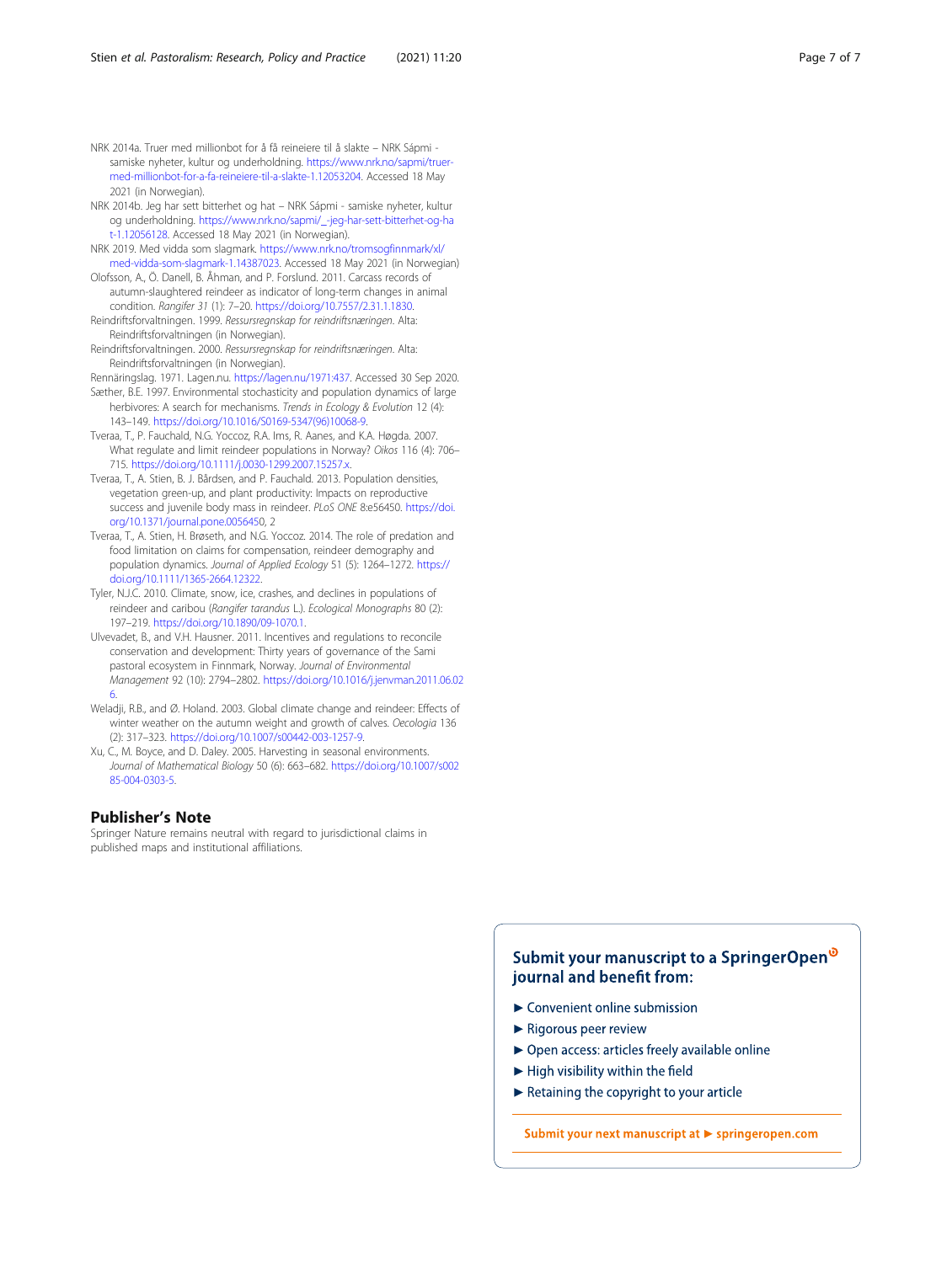NRK 2014a. Truer med millionbot for å få reineiere til å slakte – NRK Sápmi - samiske nyheter, kultur og underholdning. https://www.nrk.no/sapmi/truer-med-millionbot-for-a-fa-reineiere-til-a-slakte-1.12053204. Accessed 18 May 2021 (in Norwegian).

NRK 2014b. Jeg har sett bitterhet og hat – NRK Sápmi - samiske nyheter, kultur og underholdning. https://www.nrk.no/sapmi/_-jeg-har-sett-bitterhet-og-hat-1.12056128. Accessed 18 May 2021 (in Norwegian).

NRK 2019. Med vidda som slagmark. https://www.nrk.no/tromsogfinnmark/xl/med-vidda-som-slagmark-1.14387023. Accessed 18 May 2021 (in Norwegian)

Olofsson, A., Ö. Danell, B. Åhman, and P. Forslund. 2011. Carcass records of autumn-slaughtered reindeer as indicator of long-term changes in animal condition. *Rangifer 31* (1): 7–20. https://doi.org/10.7557/2.31.1.1830.

Reindriftsforvaltningen. 1999. *Ressursregnskap for reindriftsnæringen*. Alta: Reindriftsforvaltningen (in Norwegian).

Reindriftsforvaltningen. 2000. *Ressursregnskap for reindriftsnæringen*. Alta: Reindriftsforvaltningen (in Norwegian).

Rennäringslag. 1971. Lagen.nu. https://lagen.nu/1971:437. Accessed 30 Sep 2020.

Sæther, B.E. 1997. Environmental stochasticity and population dynamics of large herbivores: A search for mechanisms. *Trends in Ecology & Evolution* 12 (4): 143–149. https://doi.org/10.1016/S0169-5347(96)10068-9.

Tveraa, T., P. Fauchald, N.G. Yoccoz, R.A. Ims, R. Aanes, and K.A. Høgda. 2007. What regulate and limit reindeer populations in Norway? *Oikos* 116 (4): 706–715. https://doi.org/10.1111/j.0030-1299.2007.15257.x.

Tveraa, T., A. Stien, B. J. Bårdsen, and P. Fauchald. 2013. Population densities, vegetation green-up, and plant productivity: Impacts on reproductive success and juvenile body mass in reindeer. *PLoS ONE* 8:e56450. https://doi.org/10.1371/journal.pone.0056450, 2

Tveraa, T., A. Stien, H. Brøseth, and N.G. Yoccoz. 2014. The role of predation and food limitation on claims for compensation, reindeer demography and population dynamics. *Journal of Applied Ecology* 51 (5): 1264–1272. https://doi.org/10.1111/1365-2664.12322.

Tyler, N.J.C. 2010. Climate, snow, ice, crashes, and declines in populations of reindeer and caribou (*Rangifer tarandus* L.). *Ecological Monographs* 80 (2): 197–219. https://doi.org/10.1890/09-1070.1.

Ulvevadet, B., and V.H. Hausner. 2011. Incentives and regulations to reconcile conservation and development: Thirty years of governance of the Sami pastoral ecosystem in Finnmark, Norway. *Journal of Environmental Management* 92 (10): 2794–2802. https://doi.org/10.1016/j.jenvman.2011.06.026.

Weladji, R.B., and Ø. Holand. 2003. Global climate change and reindeer: Effects of winter weather on the autumn weight and growth of calves. *Oecologia* 136 (2): 317–323. https://doi.org/10.1007/s00442-003-1257-9.

Xu, C., M. Boyce, and D. Daley. 2005. Harvesting in seasonal environments. *Journal of Mathematical Biology* 50 (6): 663–682. https://doi.org/10.1007/s00285-004-0303-5.

## Publisher's Note

Springer Nature remains neutral with regard to jurisdictional claims in published maps and institutional affiliations.

**Submit your manuscript to a SpringerOpen journal and benefit from:**

- Convenient online submission
- Rigorous peer review
- Open access: articles freely available online
- High visibility within the field
- Retaining the copyright to your article

**Submit your next manuscript at ▶ springeropen.com**